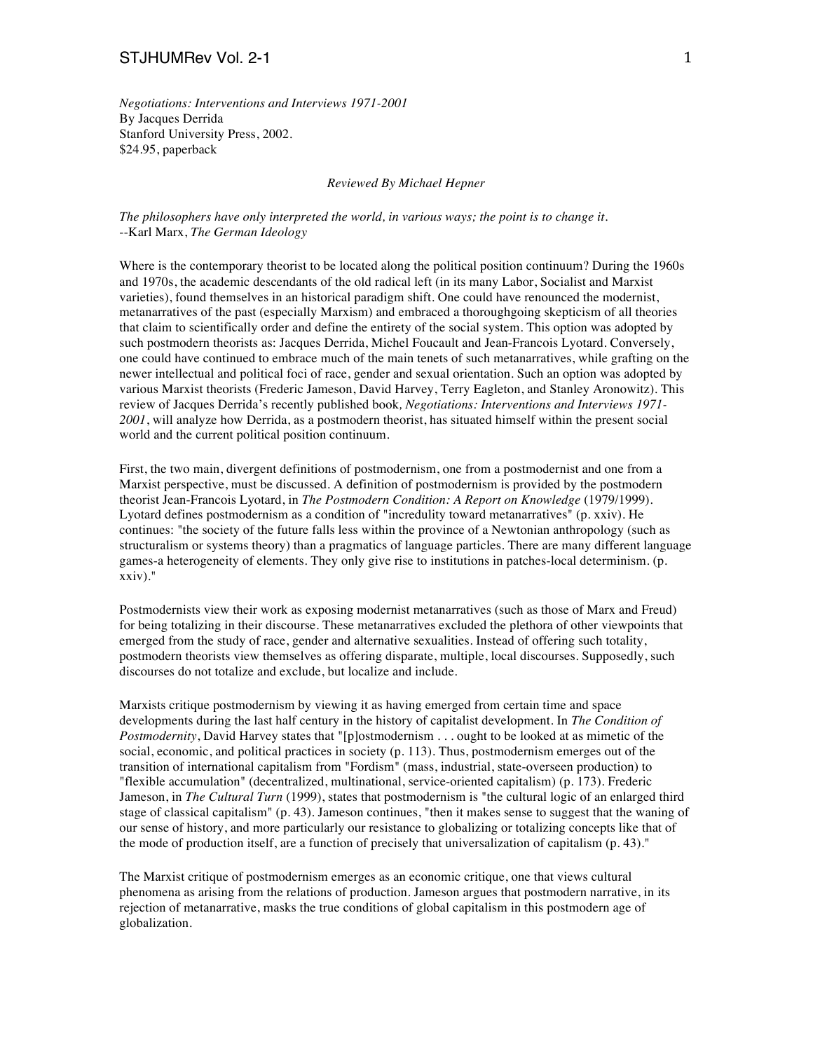*Negotiations: Interventions and Interviews 1971-2001*
By Jacques Derrida
Stanford University Press, 2002.
$24.95, paperback

*Reviewed By Michael Hepner*

*The philosophers have only interpreted the world, in various ways; the point is to change it.*
--Karl Marx, *The German Ideology*

Where is the contemporary theorist to be located along the political position continuum? During the 1960s and 1970s, the academic descendants of the old radical left (in its many Labor, Socialist and Marxist varieties), found themselves in an historical paradigm shift. One could have renounced the modernist, metanarratives of the past (especially Marxism) and embraced a thoroughgoing skepticism of all theories that claim to scientifically order and define the entirety of the social system. This option was adopted by such postmodern theorists as: Jacques Derrida, Michel Foucault and Jean-Francois Lyotard. Conversely, one could have continued to embrace much of the main tenets of such metanarratives, while grafting on the newer intellectual and political foci of race, gender and sexual orientation. Such an option was adopted by various Marxist theorists (Frederic Jameson, David Harvey, Terry Eagleton, and Stanley Aronowitz). This review of Jacques Derrida's recently published book, *Negotiations: Interventions and Interviews 1971-2001*, will analyze how Derrida, as a postmodern theorist, has situated himself within the present social world and the current political position continuum.

First, the two main, divergent definitions of postmodernism, one from a postmodernist and one from a Marxist perspective, must be discussed. A definition of postmodernism is provided by the postmodern theorist Jean-Francois Lyotard, in *The Postmodern Condition: A Report on Knowledge* (1979/1999). Lyotard defines postmodernism as a condition of "incredulity toward metanarratives" (p. xxiv). He continues: "the society of the future falls less within the province of a Newtonian anthropology (such as structuralism or systems theory) than a pragmatics of language particles. There are many different language games-a heterogeneity of elements. They only give rise to institutions in patches-local determinism. (p. xxiv)."

Postmodernists view their work as exposing modernist metanarratives (such as those of Marx and Freud) for being totalizing in their discourse. These metanarratives excluded the plethora of other viewpoints that emerged from the study of race, gender and alternative sexualities. Instead of offering such totality, postmodern theorists view themselves as offering disparate, multiple, local discourses. Supposedly, such discourses do not totalize and exclude, but localize and include.

Marxists critique postmodernism by viewing it as having emerged from certain time and space developments during the last half century in the history of capitalist development. In *The Condition of Postmodernity*, David Harvey states that "[p]ostmodernism . . . ought to be looked at as mimetic of the social, economic, and political practices in society (p. 113). Thus, postmodernism emerges out of the transition of international capitalism from "Fordism" (mass, industrial, state-overseen production) to "flexible accumulation" (decentralized, multinational, service-oriented capitalism) (p. 173). Frederic Jameson, in *The Cultural Turn* (1999), states that postmodernism is "the cultural logic of an enlarged third stage of classical capitalism" (p. 43). Jameson continues, "then it makes sense to suggest that the waning of our sense of history, and more particularly our resistance to globalizing or totalizing concepts like that of the mode of production itself, are a function of precisely that universalization of capitalism (p. 43)."

The Marxist critique of postmodernism emerges as an economic critique, one that views cultural phenomena as arising from the relations of production. Jameson argues that postmodern narrative, in its rejection of metanarrative, masks the true conditions of global capitalism in this postmodern age of globalization.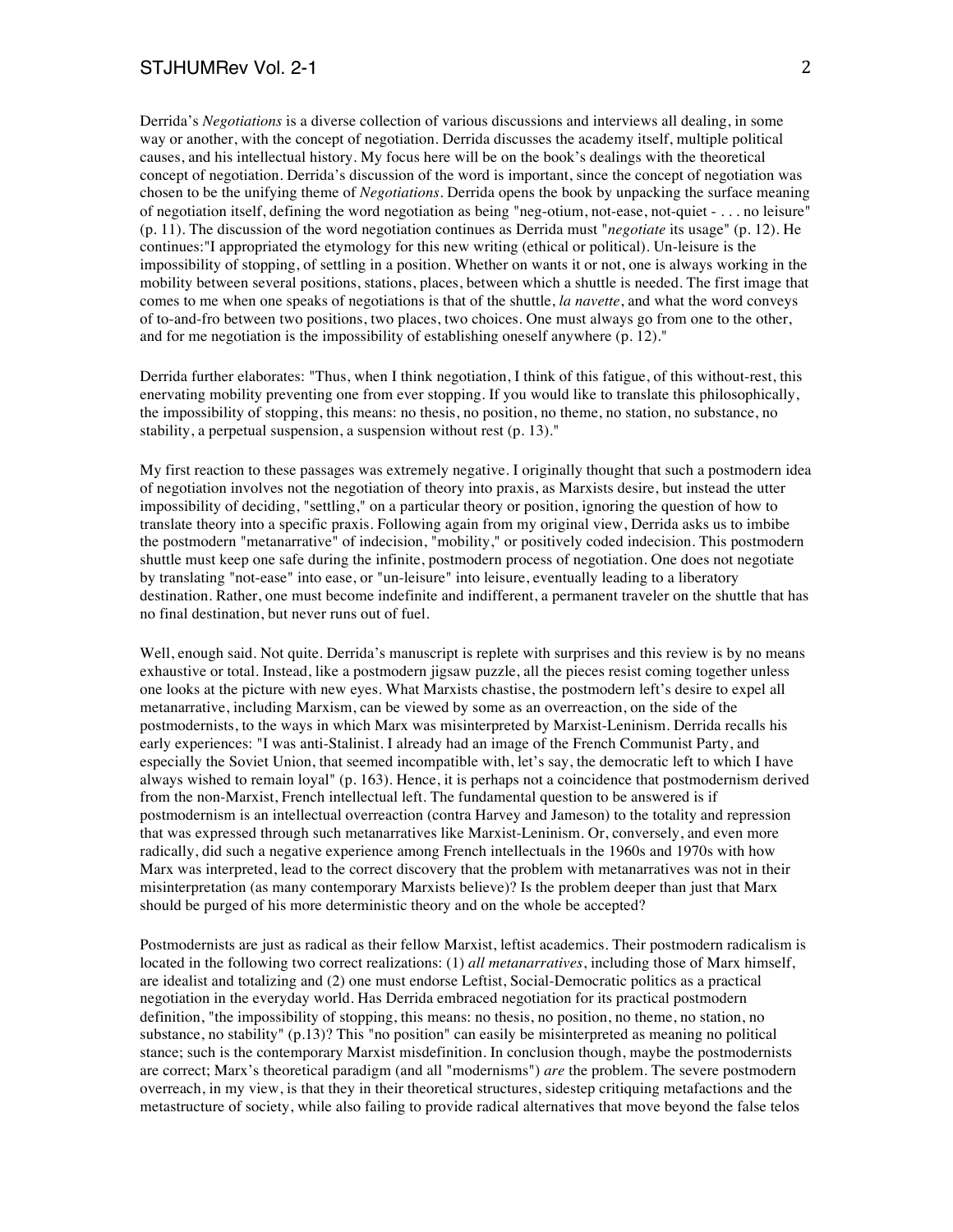Derrida's *Negotiations* is a diverse collection of various discussions and interviews all dealing, in some way or another, with the concept of negotiation. Derrida discusses the academy itself, multiple political causes, and his intellectual history. My focus here will be on the book's dealings with the theoretical concept of negotiation. Derrida's discussion of the word is important, since the concept of negotiation was chosen to be the unifying theme of *Negotiations*. Derrida opens the book by unpacking the surface meaning of negotiation itself, defining the word negotiation as being "neg-otium, not-ease, not-quiet - . . . no leisure" (p. 11). The discussion of the word negotiation continues as Derrida must "*negotiate* its usage" (p. 12). He continues:"I appropriated the etymology for this new writing (ethical or political). Un-leisure is the impossibility of stopping, of settling in a position. Whether on wants it or not, one is always working in the mobility between several positions, stations, places, between which a shuttle is needed. The first image that comes to me when one speaks of negotiations is that of the shuttle, *la navette*, and what the word conveys of to-and-fro between two positions, two places, two choices. One must always go from one to the other, and for me negotiation is the impossibility of establishing oneself anywhere (p. 12)."

Derrida further elaborates: "Thus, when I think negotiation, I think of this fatigue, of this without-rest, this enervating mobility preventing one from ever stopping. If you would like to translate this philosophically, the impossibility of stopping, this means: no thesis, no position, no theme, no station, no substance, no stability, a perpetual suspension, a suspension without rest (p. 13)."

My first reaction to these passages was extremely negative. I originally thought that such a postmodern idea of negotiation involves not the negotiation of theory into praxis, as Marxists desire, but instead the utter impossibility of deciding, "settling," on a particular theory or position, ignoring the question of how to translate theory into a specific praxis. Following again from my original view, Derrida asks us to imbibe the postmodern "metanarrative" of indecision, "mobility," or positively coded indecision. This postmodern shuttle must keep one safe during the infinite, postmodern process of negotiation. One does not negotiate by translating "not-ease" into ease, or "un-leisure" into leisure, eventually leading to a liberatory destination. Rather, one must become indefinite and indifferent, a permanent traveler on the shuttle that has no final destination, but never runs out of fuel.

Well, enough said. Not quite. Derrida's manuscript is replete with surprises and this review is by no means exhaustive or total. Instead, like a postmodern jigsaw puzzle, all the pieces resist coming together unless one looks at the picture with new eyes. What Marxists chastise, the postmodern left's desire to expel all metanarrative, including Marxism, can be viewed by some as an overreaction, on the side of the postmodernists, to the ways in which Marx was misinterpreted by Marxist-Leninism. Derrida recalls his early experiences: "I was anti-Stalinist. I already had an image of the French Communist Party, and especially the Soviet Union, that seemed incompatible with, let's say, the democratic left to which I have always wished to remain loyal" (p. 163). Hence, it is perhaps not a coincidence that postmodernism derived from the non-Marxist, French intellectual left. The fundamental question to be answered is if postmodernism is an intellectual overreaction (contra Harvey and Jameson) to the totality and repression that was expressed through such metanarratives like Marxist-Leninism. Or, conversely, and even more radically, did such a negative experience among French intellectuals in the 1960s and 1970s with how Marx was interpreted, lead to the correct discovery that the problem with metanarratives was not in their misinterpretation (as many contemporary Marxists believe)? Is the problem deeper than just that Marx should be purged of his more deterministic theory and on the whole be accepted?

Postmodernists are just as radical as their fellow Marxist, leftist academics. Their postmodern radicalism is located in the following two correct realizations: (1) *all metanarratives*, including those of Marx himself, are idealist and totalizing and (2) one must endorse Leftist, Social-Democratic politics as a practical negotiation in the everyday world. Has Derrida embraced negotiation for its practical postmodern definition, "the impossibility of stopping, this means: no thesis, no position, no theme, no station, no substance, no stability" (p.13)? This "no position" can easily be misinterpreted as meaning no political stance; such is the contemporary Marxist misdefinition. In conclusion though, maybe the postmodernists are correct; Marx's theoretical paradigm (and all "modernisms") *are* the problem. The severe postmodern overreach, in my view, is that they in their theoretical structures, sidestep critiquing metafactions and the metastructure of society, while also failing to provide radical alternatives that move beyond the false telos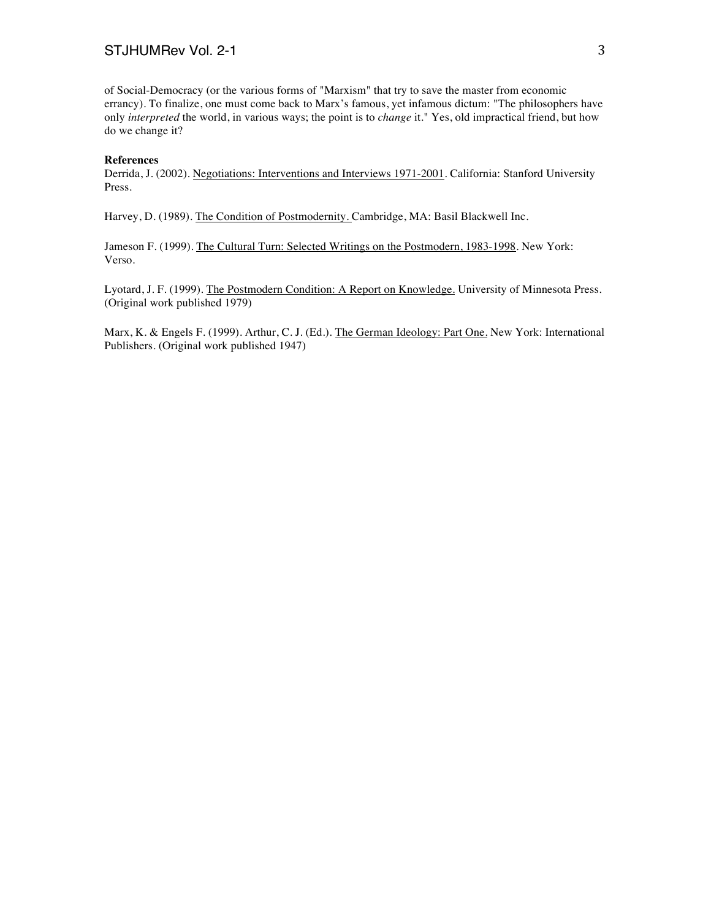of Social-Democracy (or the various forms of "Marxism" that try to save the master from economic errancy). To finalize, one must come back to Marx's famous, yet infamous dictum: "The philosophers have only *interpreted* the world, in various ways; the point is to *change* it." Yes, old impractical friend, but how do we change it?

**References**

Derrida, J. (2002). Negotiations: Interventions and Interviews 1971-2001. California: Stanford University Press.

Harvey, D. (1989). The Condition of Postmodernity. Cambridge, MA: Basil Blackwell Inc.

Jameson F. (1999). The Cultural Turn: Selected Writings on the Postmodern, 1983-1998. New York: Verso.

Lyotard, J. F. (1999). The Postmodern Condition: A Report on Knowledge. University of Minnesota Press. (Original work published 1979)

Marx, K. & Engels F. (1999). Arthur, C. J. (Ed.). The German Ideology: Part One. New York: International Publishers. (Original work published 1947)